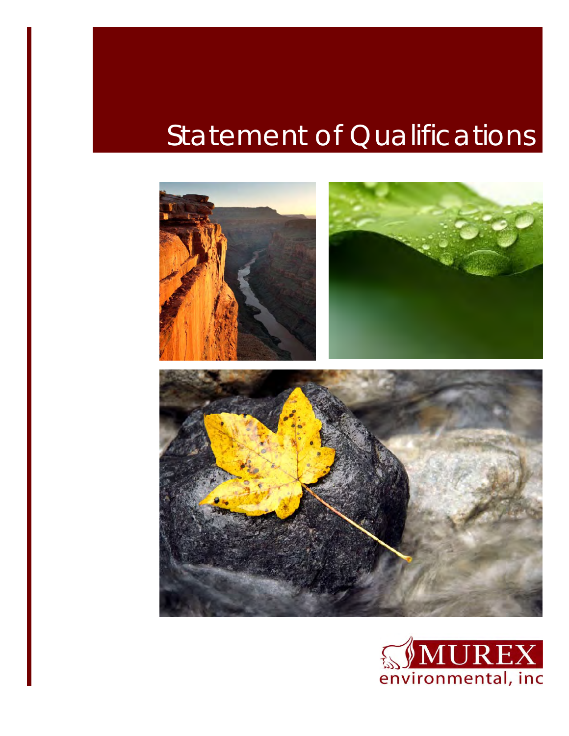# Statement of Qualifications

MUREX
environmental, inc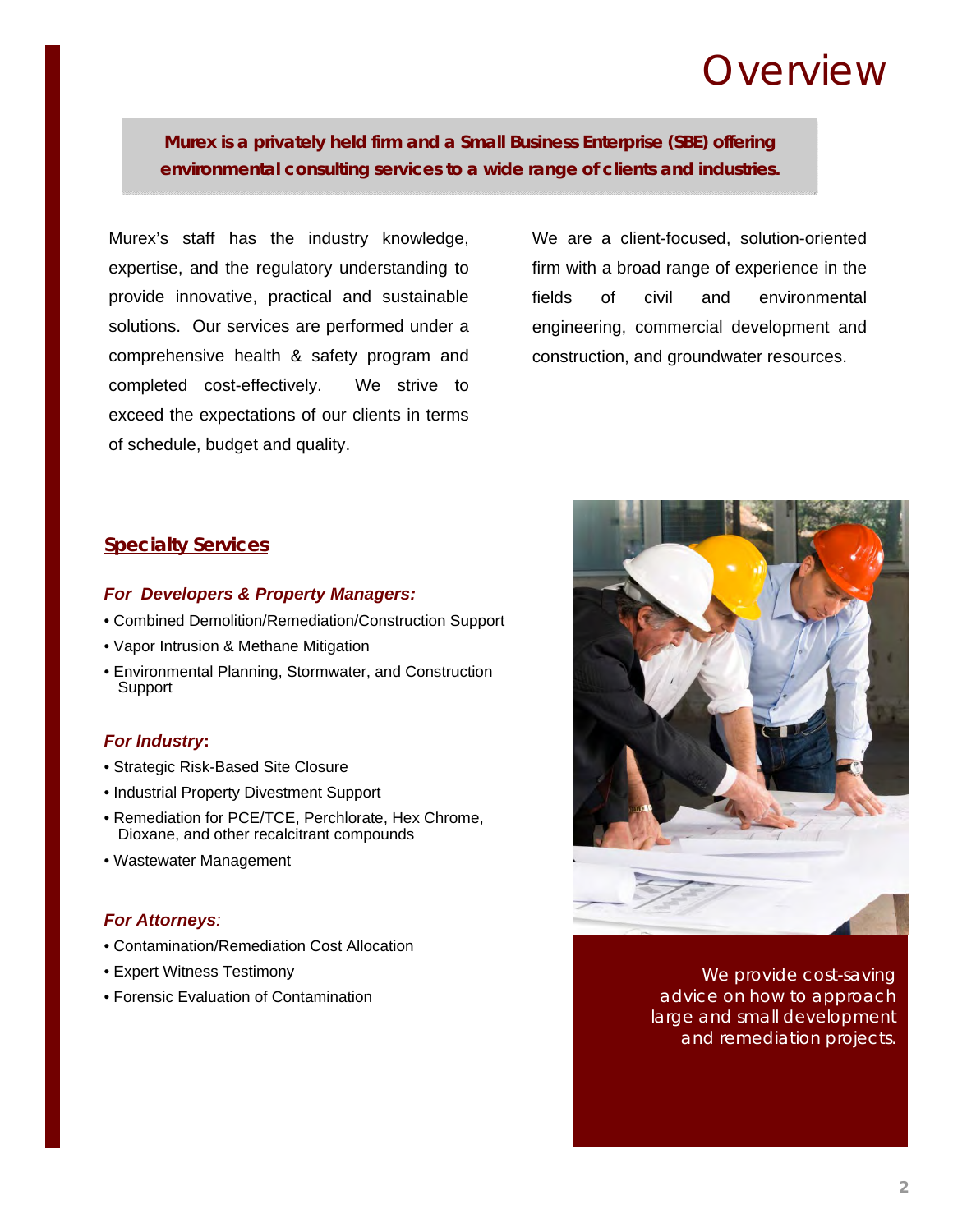# Overview

**Murex is a privately held firm and a Small Business Enterprise (SBE) offering environmental consulting services to a wide range of clients and industries.**

Murex's staff has the industry knowledge, expertise, and the regulatory understanding to provide innovative, practical and sustainable solutions. Our services are performed under a comprehensive health & safety program and completed cost-effectively. We strive to exceed the expectations of our clients in terms of schedule, budget and quality.

We are a client-focused, solution-oriented firm with a broad range of experience in the fields of civil and environmental engineering, commercial development and construction, and groundwater resources.

## Specialty Services

### *For Developers & Property Managers:*

- Combined Demolition/Remediation/Construction Support
- Vapor Intrusion & Methane Mitigation
- Environmental Planning, Stormwater, and Construction Support

### *For Industry*:

- Strategic Risk-Based Site Closure
- Industrial Property Divestment Support
- Remediation for PCE/TCE, Perchlorate, Hex Chrome, Dioxane, and other recalcitrant compounds
- Wastewater Management

### *For Attorneys:*

- Contamination/Remediation Cost Allocation
- Expert Witness Testimony
- Forensic Evaluation of Contamination

We provide cost-saving advice on how to approach large and small development and remediation projects.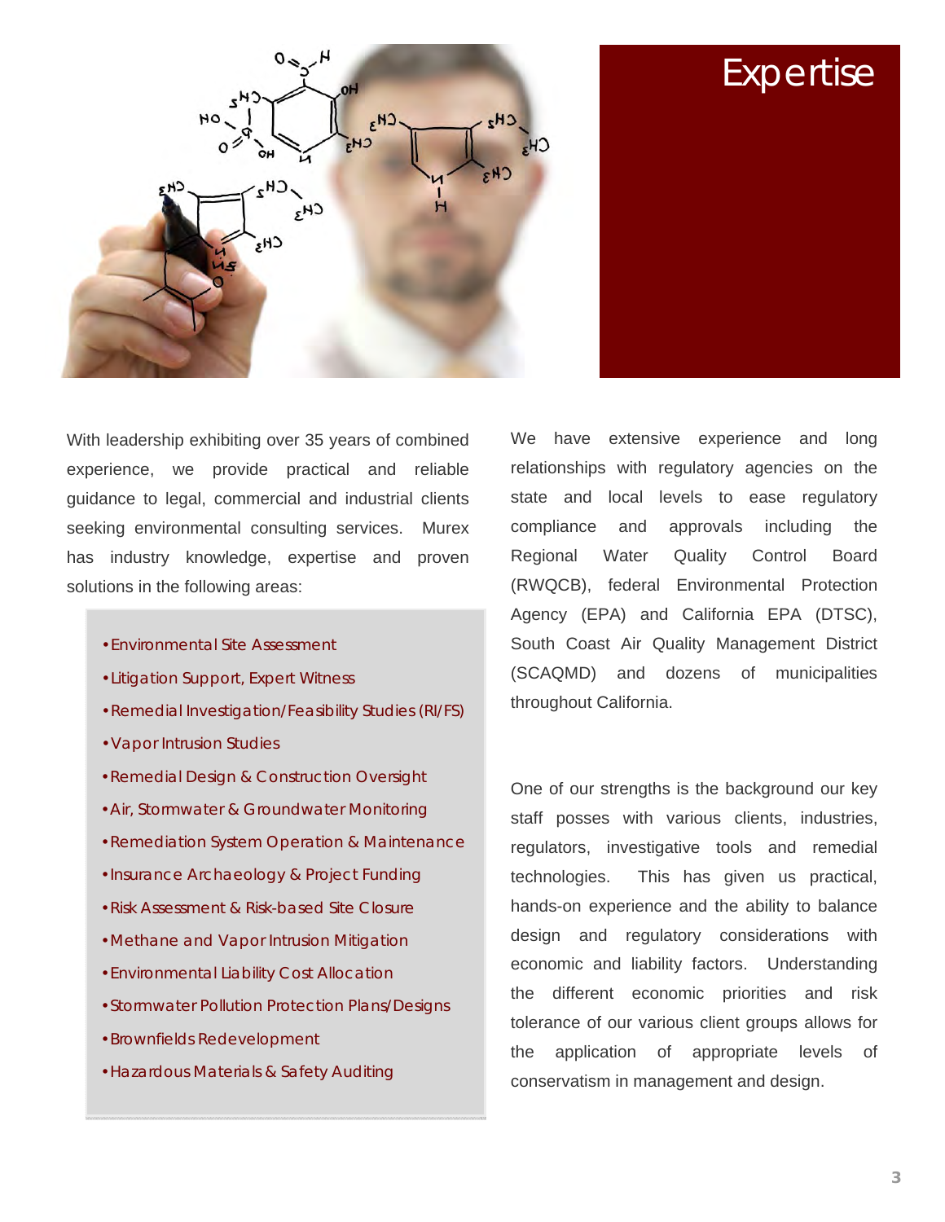# Expertise

With leadership exhibiting over 35 years of combined experience, we provide practical and reliable guidance to legal, commercial and industrial clients seeking environmental consulting services. Murex has industry knowledge, expertise and proven solutions in the following areas:

- Environmental Site Assessment
- Litigation Support, Expert Witness
- Remedial Investigation/Feasibility Studies (RI/FS)
- Vapor Intrusion Studies
- Remedial Design & Construction Oversight
- Air, Stormwater & Groundwater Monitoring
- Remediation System Operation & Maintenance
- Insurance Archaeology & Project Funding
- Risk Assessment & Risk-based Site Closure
- Methane and Vapor Intrusion Mitigation
- Environmental Liability Cost Allocation
- Stormwater Pollution Protection Plans/Designs
- Brownfields Redevelopment
- Hazardous Materials & Safety Auditing

We have extensive experience and long relationships with regulatory agencies on the state and local levels to ease regulatory compliance and approvals including the Regional Water Quality Control Board (RWQCB), federal Environmental Protection Agency (EPA) and California EPA (DTSC), South Coast Air Quality Management District (SCAQMD) and dozens of municipalities throughout California.

One of our strengths is the background our key staff posses with various clients, industries, regulators, investigative tools and remedial technologies. This has given us practical, hands-on experience and the ability to balance design and regulatory considerations with economic and liability factors. Understanding the different economic priorities and risk tolerance of our various client groups allows for the application of appropriate levels of conservatism in management and design.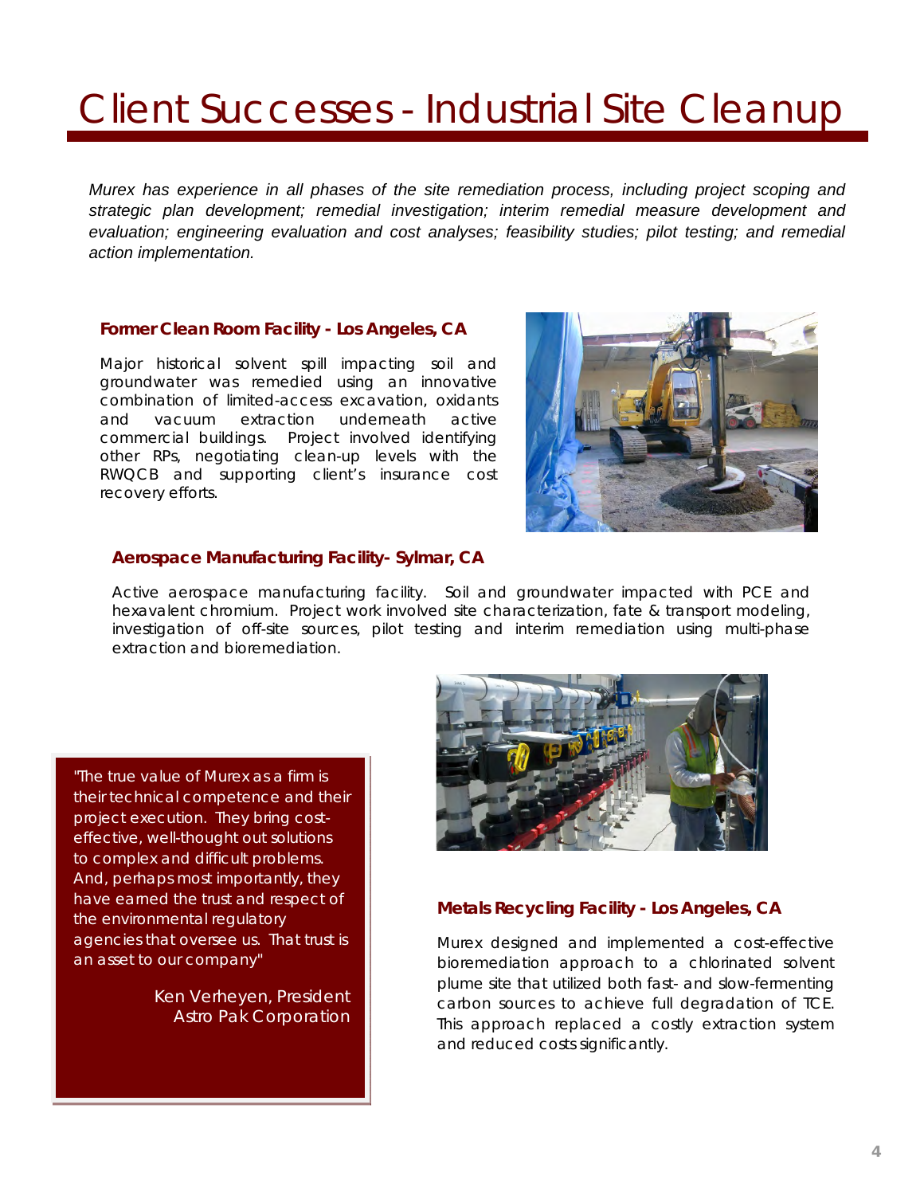# Client Successes - Industrial Site Cleanup

*Murex has experience in all phases of the site remediation process, including project scoping and strategic plan development; remedial investigation; interim remedial measure development and evaluation; engineering evaluation and cost analyses; feasibility studies; pilot testing; and remedial action implementation.*

### Former Clean Room Facility - Los Angeles, CA

Major historical solvent spill impacting soil and groundwater was remedied using an innovative combination of limited-access excavation, oxidants and vacuum extraction underneath active commercial buildings. Project involved identifying other RPs, negotiating clean-up levels with the RWQCB and supporting client's insurance cost recovery efforts.

### Aerospace Manufacturing Facility- Sylmar, CA

Active aerospace manufacturing facility. Soil and groundwater impacted with PCE and hexavalent chromium. Project work involved site characterization, fate & transport modeling, investigation of off-site sources, pilot testing and interim remediation using multi-phase extraction and bioremediation.

> "The true value of Murex as a firm is their technical competence and their project execution. They bring cost-effective, well-thought out solutions to complex and difficult problems. And, perhaps most importantly, they have earned the trust and respect of the environmental regulatory agencies that oversee us. That trust is an asset to our company"
>
> Ken Verheyen, President
> Astro Pak Corporation

### Metals Recycling Facility - Los Angeles, CA

Murex designed and implemented a cost-effective bioremediation approach to a chlorinated solvent plume site that utilized both fast- and slow-fermenting carbon sources to achieve full degradation of TCE. This approach replaced a costly extraction system and reduced costs significantly.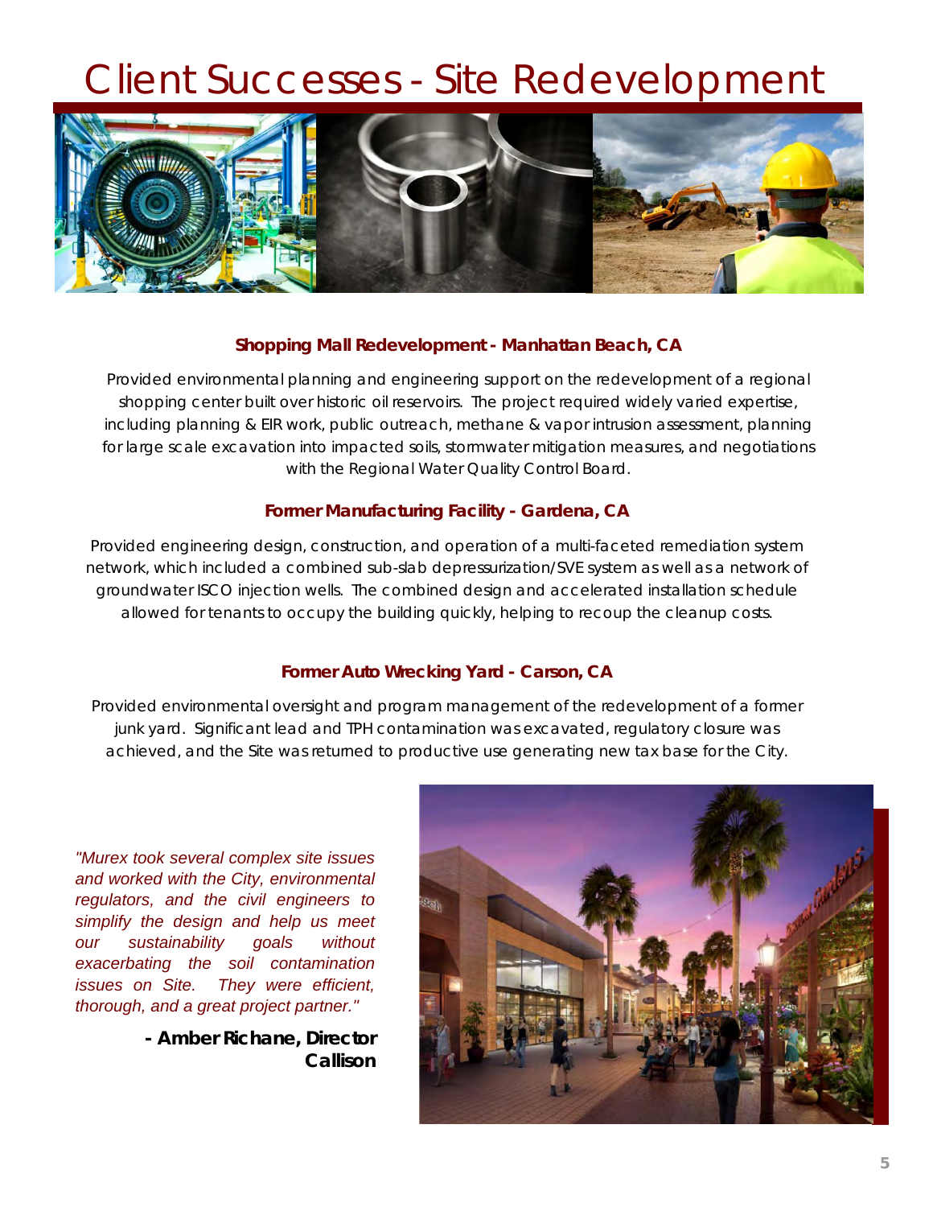# Client Successes - Site Redevelopment

### Shopping Mall Redevelopment - Manhattan Beach, CA

Provided environmental planning and engineering support on the redevelopment of a regional shopping center built over historic oil reservoirs. The project required widely varied expertise, including planning & EIR work, public outreach, methane & vapor intrusion assessment, planning for large scale excavation into impacted soils, stormwater mitigation measures, and negotiations with the Regional Water Quality Control Board.

### Former Manufacturing Facility - Gardena, CA

Provided engineering design, construction, and operation of a multi-faceted remediation system network, which included a combined sub-slab depressurization/SVE system as well as a network of groundwater ISCO injection wells. The combined design and accelerated installation schedule allowed for tenants to occupy the building quickly, helping to recoup the cleanup costs.

### Former Auto Wrecking Yard - Carson, CA

Provided environmental oversight and program management of the redevelopment of a former junk yard. Significant lead and TPH contamination was excavated, regulatory closure was achieved, and the Site was returned to productive use generating new tax base for the City.

*"Murex took several complex site issues and worked with the City, environmental regulators, and the civil engineers to simplify the design and help us meet our sustainability goals without exacerbating the soil contamination issues on Site. They were efficient, thorough, and a great project partner."*

**- Amber Richane, Director**
**Callison**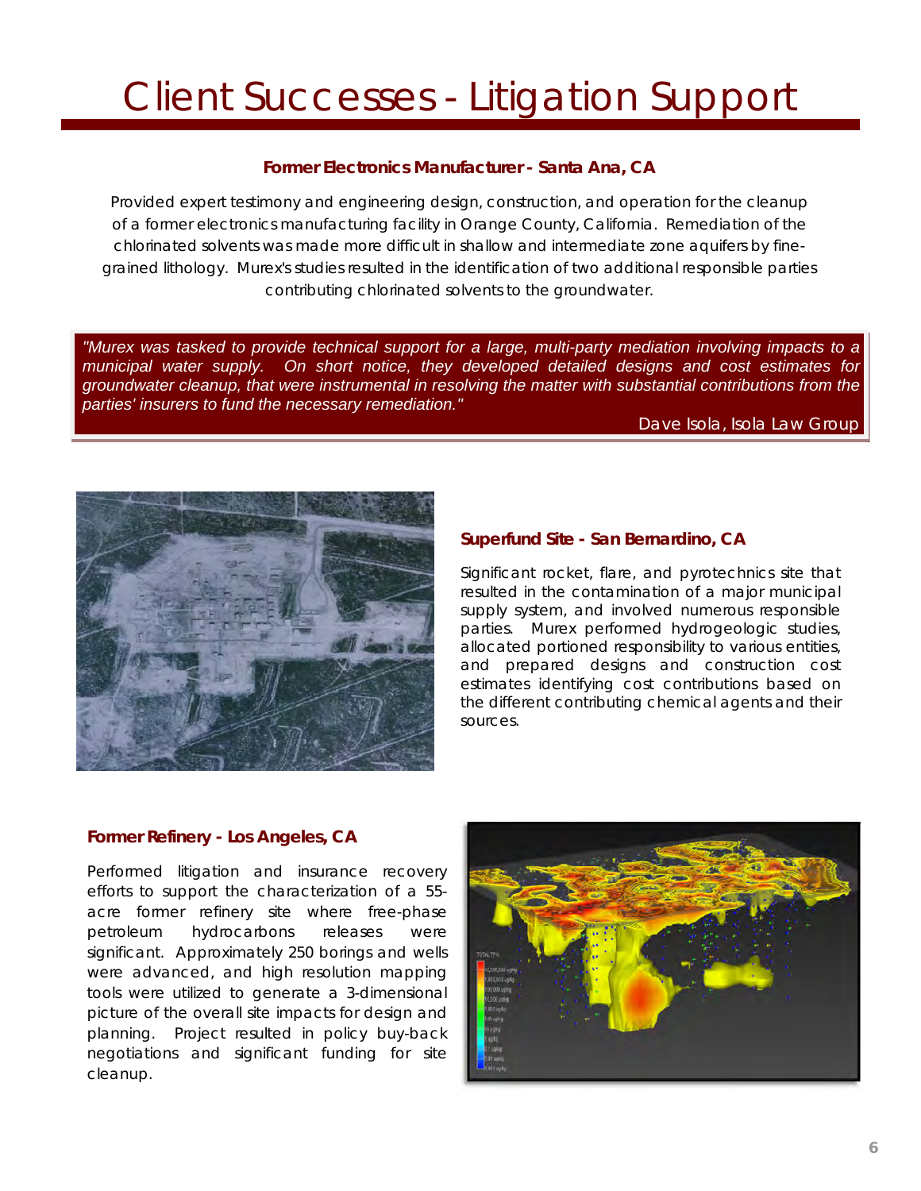# Client Successes - Litigation Support

### Former Electronics Manufacturer - Santa Ana, CA

Provided expert testimony and engineering design, construction, and operation for the cleanup of a former electronics manufacturing facility in Orange County, California. Remediation of the chlorinated solvents was made more difficult in shallow and intermediate zone aquifers by fine-grained lithology. Murex's studies resulted in the identification of two additional responsible parties contributing chlorinated solvents to the groundwater.

> *"Murex was tasked to provide technical support for a large, multi-party mediation involving impacts to a municipal water supply. On short notice, they developed detailed designs and cost estimates for groundwater cleanup, that were instrumental in resolving the matter with substantial contributions from the parties' insurers to fund the necessary remediation."*
>
> Dave Isola, Isola Law Group

### Superfund Site - San Bernardino, CA

Significant rocket, flare, and pyrotechnics site that resulted in the contamination of a major municipal supply system, and involved numerous responsible parties. Murex performed hydrogeologic studies, allocated portioned responsibility to various entities, and prepared designs and construction cost estimates identifying cost contributions based on the different contributing chemical agents and their sources.

### Former Refinery - Los Angeles, CA

Performed litigation and insurance recovery efforts to support the characterization of a 55-acre former refinery site where free-phase petroleum hydrocarbons releases were significant. Approximately 250 borings and wells were advanced, and high resolution mapping tools were utilized to generate a 3-dimensional picture of the overall site impacts for design and planning. Project resulted in policy buy-back negotiations and significant funding for site cleanup.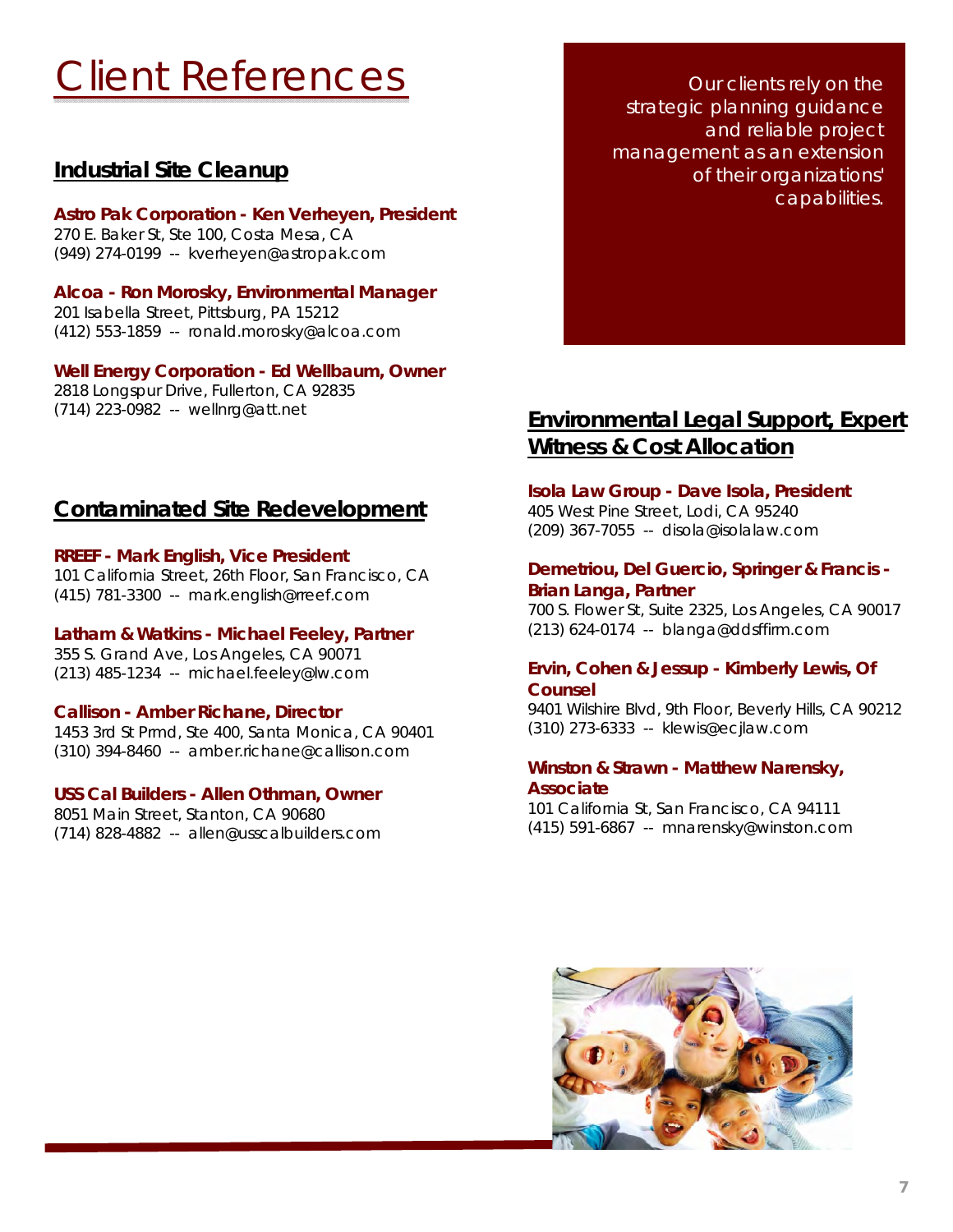# Client References

Our clients rely on the strategic planning guidance and reliable project management as an extension of their organizations' capabilities.

## Industrial Site Cleanup

**Astro Pak Corporation - Ken Verheyen, President**
270 E. Baker St, Ste 100, Costa Mesa, CA
(949) 274-0199 -- kverheyen@astropak.com

**Alcoa - Ron Morosky, Environmental Manager**
201 Isabella Street, Pittsburg, PA 15212
(412) 553-1859 -- ronald.morosky@alcoa.com

**Well Energy Corporation - Ed Wellbaum, Owner**
2818 Longspur Drive, Fullerton, CA 92835
(714) 223-0982 -- wellnrg@att.net

## Contaminated Site Redevelopment

**RREEF - Mark English, Vice President**
101 California Street, 26th Floor, San Francisco, CA
(415) 781-3300 -- mark.english@rreef.com

**Latham & Watkins - Michael Feeley, Partner**
355 S. Grand Ave, Los Angeles, CA 90071
(213) 485-1234 -- michael.feeley@lw.com

**Callison - Amber Richane, Director**
1453 3rd St Prmd, Ste 400, Santa Monica, CA 90401
(310) 394-8460 -- amber.richane@callison.com

**USS Cal Builders - Allen Othman, Owner**
8051 Main Street, Stanton, CA 90680
(714) 828-4882 -- allen@usscalbuilders.com

## Environmental Legal Support, Expert Witness & Cost Allocation

**Isola Law Group - Dave Isola, President**
405 West Pine Street, Lodi, CA 95240
(209) 367-7055 -- disola@isolalaw.com

**Demetriou, Del Guercio, Springer & Francis - Brian Langa, Partner**
700 S. Flower St, Suite 2325, Los Angeles, CA 90017
(213) 624-0174 -- blanga@ddsffirm.com

**Ervin, Cohen & Jessup - Kimberly Lewis, Of Counsel**
9401 Wilshire Blvd, 9th Floor, Beverly Hills, CA 90212
(310) 273-6333 -- klewis@ecjlaw.com

**Winston & Strawn - Matthew Narensky, Associate**
101 California St, San Francisco, CA 94111
(415) 591-6867 -- mnarensky@winston.com